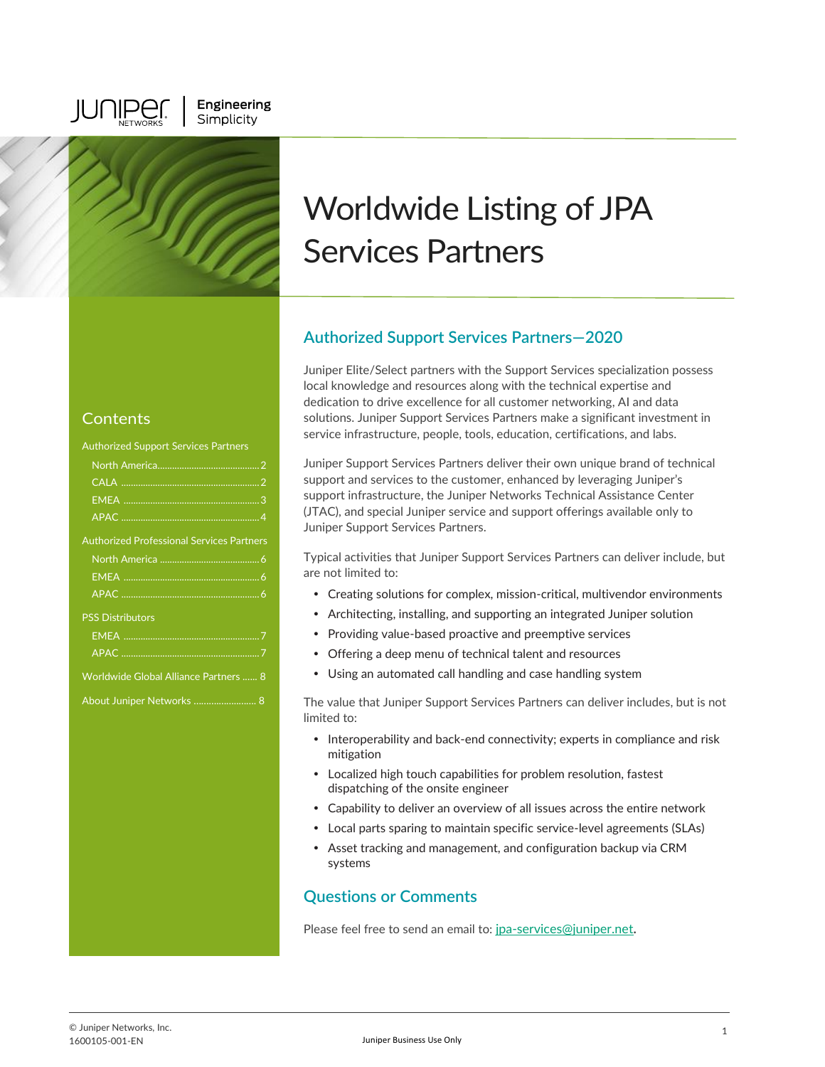Juniper Networks | Engineering Simplicity

# Worldwide Listing of JPA Services Partners

## Contents

Authorized Support Services Partners
- North America.........................................2
- CALA .........................................................2
- EMEA ........................................................3
- APAC .........................................................4

Authorized Professional Services Partners
- North America .........................................6
- EMEA ........................................................6
- APAC .........................................................6

PSS Distributors
- EMEA ........................................................7
- APAC .........................................................7

Worldwide Global Alliance Partners ...... 8

About Juniper Networks ......................... 8

## Authorized Support Services Partners—2020

Juniper Elite/Select partners with the Support Services specialization possess local knowledge and resources along with the technical expertise and dedication to drive excellence for all customer networking, AI and data solutions. Juniper Support Services Partners make a significant investment in service infrastructure, people, tools, education, certifications, and labs.

Juniper Support Services Partners deliver their own unique brand of technical support and services to the customer, enhanced by leveraging Juniper's support infrastructure, the Juniper Networks Technical Assistance Center (JTAC), and special Juniper service and support offerings available only to Juniper Support Services Partners.

Typical activities that Juniper Support Services Partners can deliver include, but are not limited to:

- Creating solutions for complex, mission-critical, multivendor environments
- Architecting, installing, and supporting an integrated Juniper solution
- Providing value-based proactive and preemptive services
- Offering a deep menu of technical talent and resources
- Using an automated call handling and case handling system

The value that Juniper Support Services Partners can deliver includes, but is not limited to:

- Interoperability and back-end connectivity; experts in compliance and risk mitigation
- Localized high touch capabilities for problem resolution, fastest dispatching of the onsite engineer
- Capability to deliver an overview of all issues across the entire network
- Local parts sparing to maintain specific service-level agreements (SLAs)
- Asset tracking and management, and configuration backup via CRM systems

## Questions or Comments

Please feel free to send an email to: jpa-services@juniper.net.

© Juniper Networks, Inc.
1600105-001-EN

Juniper Business Use Only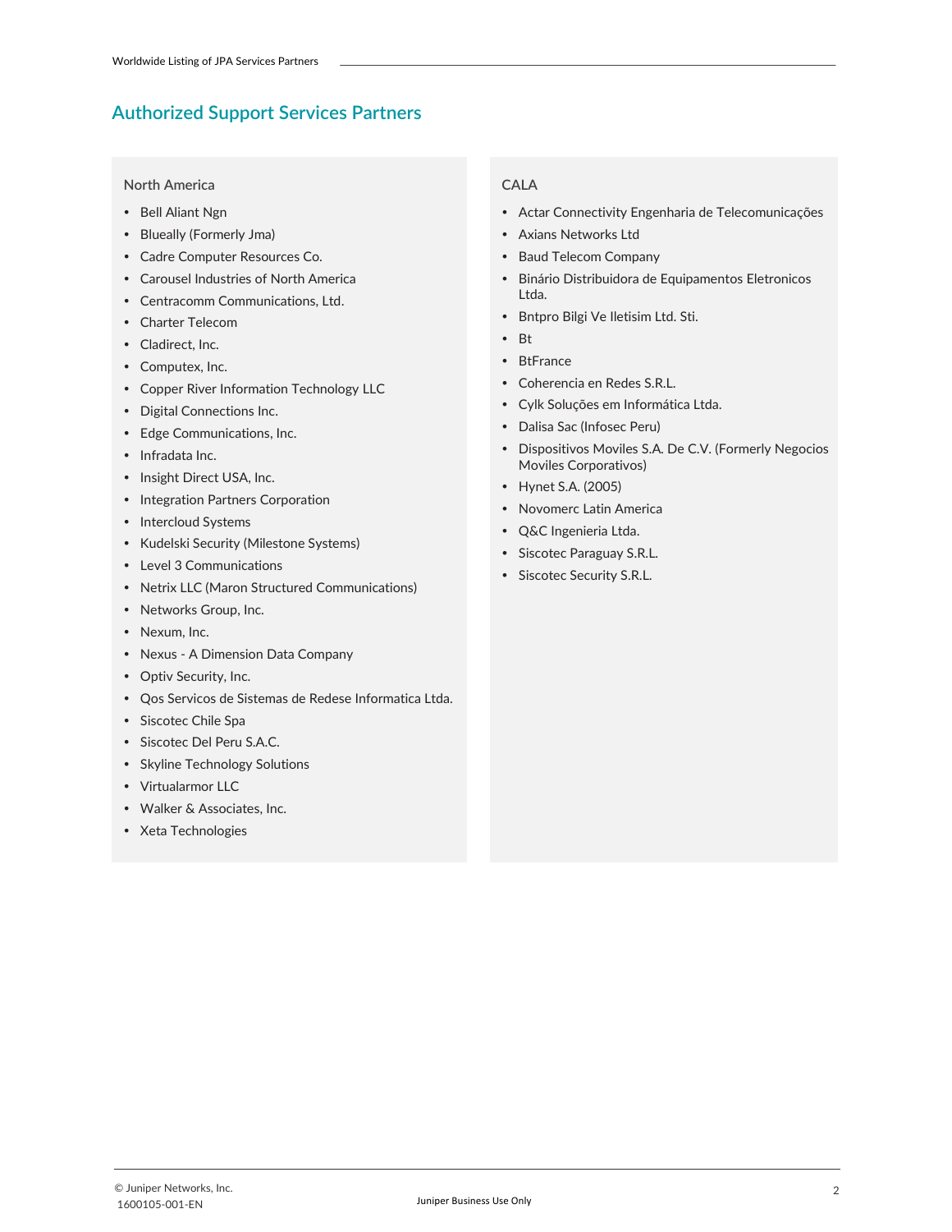## Authorized Support Services Partners

### North America

- Bell Aliant Ngn
- Blueally (Formerly Jma)
- Cadre Computer Resources Co.
- Carousel Industries of North America
- Centracomm Communications, Ltd.
- Charter Telecom
- Cladirect, Inc.
- Computex, Inc.
- Copper River Information Technology LLC
- Digital Connections Inc.
- Edge Communications, Inc.
- Infradata Inc.
- Insight Direct USA, Inc.
- Integration Partners Corporation
- Intercloud Systems
- Kudelski Security (Milestone Systems)
- Level 3 Communications
- Netrix LLC (Maron Structured Communications)
- Networks Group, Inc.
- Nexum, Inc.
- Nexus - A Dimension Data Company
- Optiv Security, Inc.
- Qos Servicos de Sistemas de Redese Informatica Ltda.
- Siscotec Chile Spa
- Siscotec Del Peru S.A.C.
- Skyline Technology Solutions
- Virtualarmor LLC
- Walker & Associates, Inc.
- Xeta Technologies

### CALA

- Actar Connectivity Engenharia de Telecomunicações
- Axians Networks Ltd
- Baud Telecom Company
- Binário Distribuidora de Equipamentos Eletronicos Ltda.
- Bntpro Bilgi Ve Iletisim Ltd. Sti.
- Bt
- BtFrance
- Coherencia en Redes S.R.L.
- Cylk Soluções em Informática Ltda.
- Dalisa Sac (Infosec Peru)
- Dispositivos Moviles S.A. De C.V. (Formerly Negocios Moviles Corporativos)
- Hynet S.A. (2005)
- Novomerc Latin America
- Q&C Ingenieria Ltda.
- Siscotec Paraguay S.R.L.
- Siscotec Security S.R.L.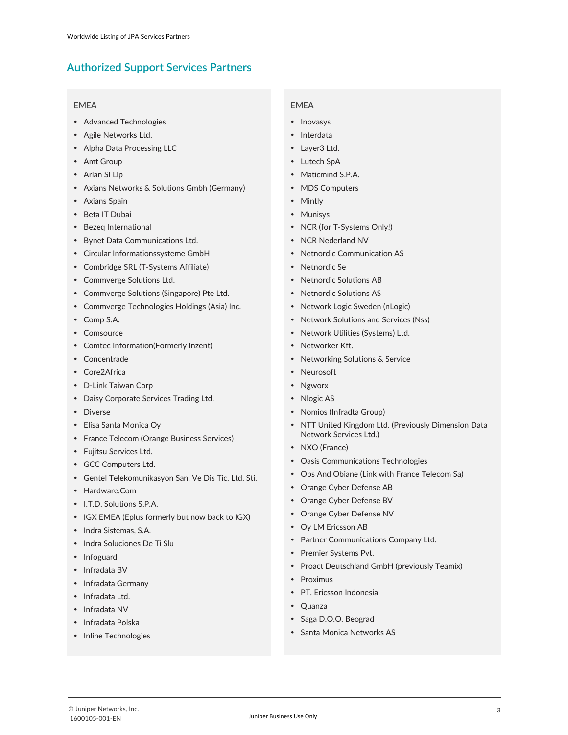## Authorized Support Services Partners

EMEA

- Advanced Technologies
- Agile Networks Ltd.
- Alpha Data Processing LLC
- Amt Group
- Arlan SI Llp
- Axians Networks & Solutions Gmbh (Germany)
- Axians Spain
- Beta IT Dubai
- Bezeq International
- Bynet Data Communications Ltd.
- Circular Informationssysteme GmbH
- Combridge SRL (T-Systems Affiliate)
- Commverge Solutions Ltd.
- Commverge Solutions (Singapore) Pte Ltd.
- Commverge Technologies Holdings (Asia) Inc.
- Comp S.A.
- Comsource
- Comtec Information(Formerly Inzent)
- Concentrade
- Core2Africa
- D-Link Taiwan Corp
- Daisy Corporate Services Trading Ltd.
- Diverse
- Elisa Santa Monica Oy
- France Telecom (Orange Business Services)
- Fujitsu Services Ltd.
- GCC Computers Ltd.
- Gentel Telekomunikasyon San. Ve Dis Tic. Ltd. Sti.
- Hardware.Com
- I.T.D. Solutions S.P.A.
- IGX EMEA (Eplus formerly but now back to IGX)
- Indra Sistemas, S.A.
- Indra Soluciones De Ti Slu
- Infoguard
- Infradata BV
- Infradata Germany
- Infradata Ltd.
- Infradata NV
- Infradata Polska
- Inline Technologies

EMEA

- Inovasys
- Interdata
- Layer3 Ltd.
- Lutech SpA
- Maticmind S.P.A.
- MDS Computers
- Mintly
- Munisys
- NCR (for T-Systems Only!)
- NCR Nederland NV
- Netnordic Communication AS
- Netnordic Se
- Netnordic Solutions AB
- Netnordic Solutions AS
- Network Logic Sweden (nLogic)
- Network Solutions and Services (Nss)
- Network Utilities (Systems) Ltd.
- Networker Kft.
- Networking Solutions & Service
- Neurosoft
- Ngworx
- Nlogic AS
- Nomios (Infradta Group)
- NTT United Kingdom Ltd. (Previously Dimension Data Network Services Ltd.)
- NXO (France)
- Oasis Communications Technologies
- Obs And Obiane (Link with France Telecom Sa)
- Orange Cyber Defense AB
- Orange Cyber Defense BV
- Orange Cyber Defense NV
- Oy LM Ericsson AB
- Partner Communications Company Ltd.
- Premier Systems Pvt.
- Proact Deutschland GmbH (previously Teamix)
- Proximus
- PT. Ericsson Indonesia
- Quanza
- Saga D.O.O. Beograd
- Santa Monica Networks AS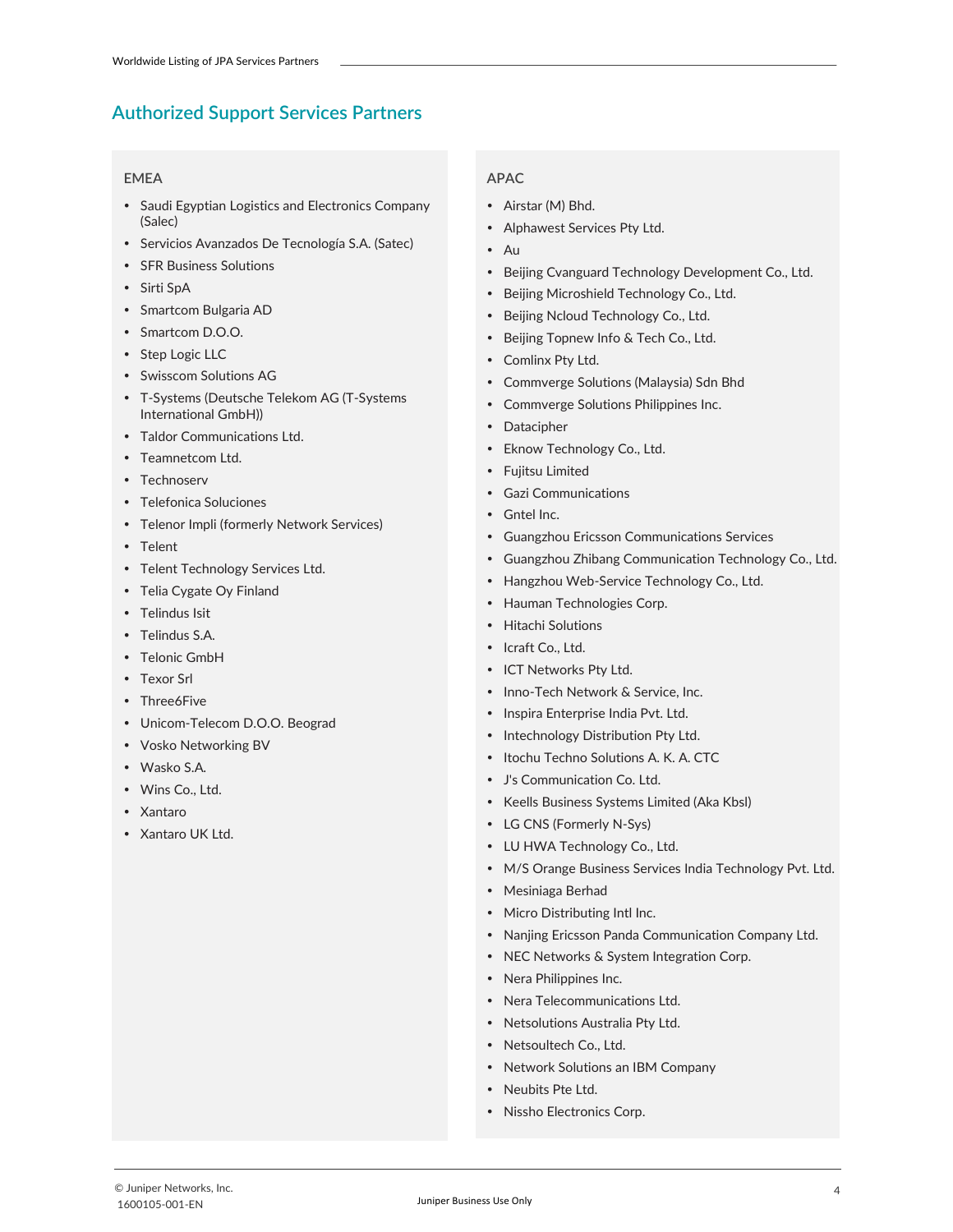## Authorized Support Services Partners

### EMEA

- Saudi Egyptian Logistics and Electronics Company (Salec)
- Servicios Avanzados De Tecnología S.A. (Satec)
- SFR Business Solutions
- Sirti SpA
- Smartcom Bulgaria AD
- Smartcom D.O.O.
- Step Logic LLC
- Swisscom Solutions AG
- T-Systems (Deutsche Telekom AG (T-Systems International GmbH))
- Taldor Communications Ltd.
- Teamnetcom Ltd.
- Technoserv
- Telefonica Soluciones
- Telenor Impli (formerly Network Services)
- Telent
- Telent Technology Services Ltd.
- Telia Cygate Oy Finland
- Telindus Isit
- Telindus S.A.
- Telonic GmbH
- Texor Srl
- Three6Five
- Unicom-Telecom D.O.O. Beograd
- Vosko Networking BV
- Wasko S.A.
- Wins Co., Ltd.
- Xantaro
- Xantaro UK Ltd.

### APAC

- Airstar (M) Bhd.
- Alphawest Services Pty Ltd.
- Au
- Beijing Cvanguard Technology Development Co., Ltd.
- Beijing Microshield Technology Co., Ltd.
- Beijing Ncloud Technology Co., Ltd.
- Beijing Topnew Info & Tech Co., Ltd.
- Comlinx Pty Ltd.
- Commverge Solutions (Malaysia) Sdn Bhd
- Commverge Solutions Philippines Inc.
- Datacipher
- Eknow Technology Co., Ltd.
- Fujitsu Limited
- Gazi Communications
- Gntel Inc.
- Guangzhou Ericsson Communications Services
- Guangzhou Zhibang Communication Technology Co., Ltd.
- Hangzhou Web-Service Technology Co., Ltd.
- Hauman Technologies Corp.
- Hitachi Solutions
- Icraft Co., Ltd.
- ICT Networks Pty Ltd.
- Inno-Tech Network & Service, Inc.
- Inspira Enterprise India Pvt. Ltd.
- Intechnology Distribution Pty Ltd.
- Itochu Techno Solutions A. K. A. CTC
- J's Communication Co. Ltd.
- Keells Business Systems Limited (Aka Kbsl)
- LG CNS (Formerly N-Sys)
- LU HWA Technology Co., Ltd.
- M/S Orange Business Services India Technology Pvt. Ltd.
- Mesiniaga Berhad
- Micro Distributing Intl Inc.
- Nanjing Ericsson Panda Communication Company Ltd.
- NEC Networks & System Integration Corp.
- Nera Philippines Inc.
- Nera Telecommunications Ltd.
- Netsolutions Australia Pty Ltd.
- Netsoultech Co., Ltd.
- Network Solutions an IBM Company
- Neubits Pte Ltd.
- Nissho Electronics Corp.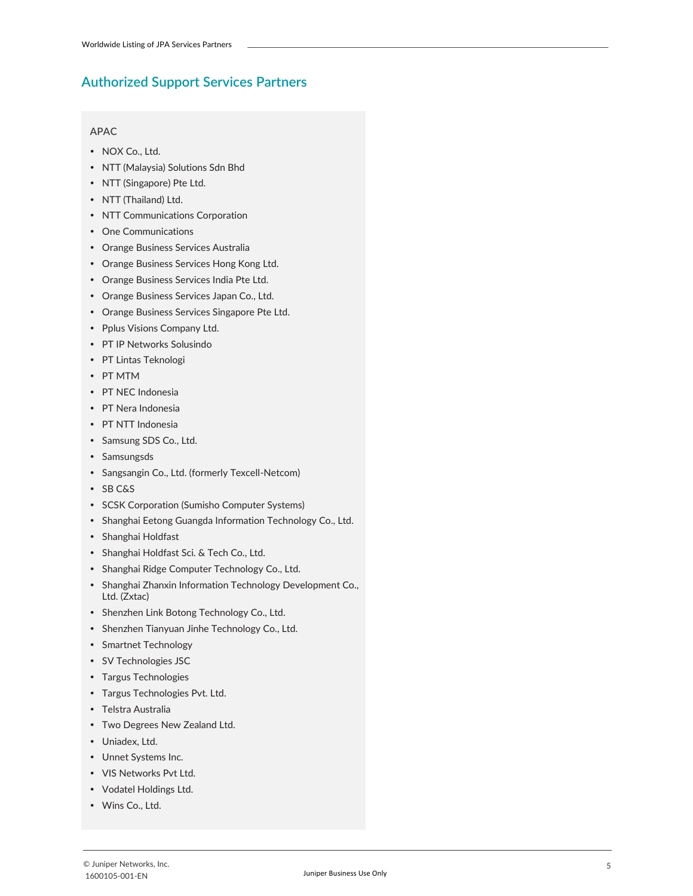## Authorized Support Services Partners

### APAC

- NOX Co., Ltd.
- NTT (Malaysia) Solutions Sdn Bhd
- NTT (Singapore) Pte Ltd.
- NTT (Thailand) Ltd.
- NTT Communications Corporation
- One Communications
- Orange Business Services Australia
- Orange Business Services Hong Kong Ltd.
- Orange Business Services India Pte Ltd.
- Orange Business Services Japan Co., Ltd.
- Orange Business Services Singapore Pte Ltd.
- Pplus Visions Company Ltd.
- PT IP Networks Solusindo
- PT Lintas Teknologi
- PT MTM
- PT NEC Indonesia
- PT Nera Indonesia
- PT NTT Indonesia
- Samsung SDS Co., Ltd.
- Samsungsds
- Sangsangin Co., Ltd. (formerly Texcell-Netcom)
- SB C&S
- SCSK Corporation (Sumisho Computer Systems)
- Shanghai Eetong Guangda Information Technology Co., Ltd.
- Shanghai Holdfast
- Shanghai Holdfast Sci. & Tech Co., Ltd.
- Shanghai Ridge Computer Technology Co., Ltd.
- Shanghai Zhanxin Information Technology Development Co., Ltd. (Zxtac)
- Shenzhen Link Botong Technology Co., Ltd.
- Shenzhen Tianyuan Jinhe Technology Co., Ltd.
- Smartnet Technology
- SV Technologies JSC
- Targus Technologies
- Targus Technologies Pvt. Ltd.
- Telstra Australia
- Two Degrees New Zealand Ltd.
- Uniadex, Ltd.
- Unnet Systems Inc.
- VIS Networks Pvt Ltd.
- Vodatel Holdings Ltd.
- Wins Co., Ltd.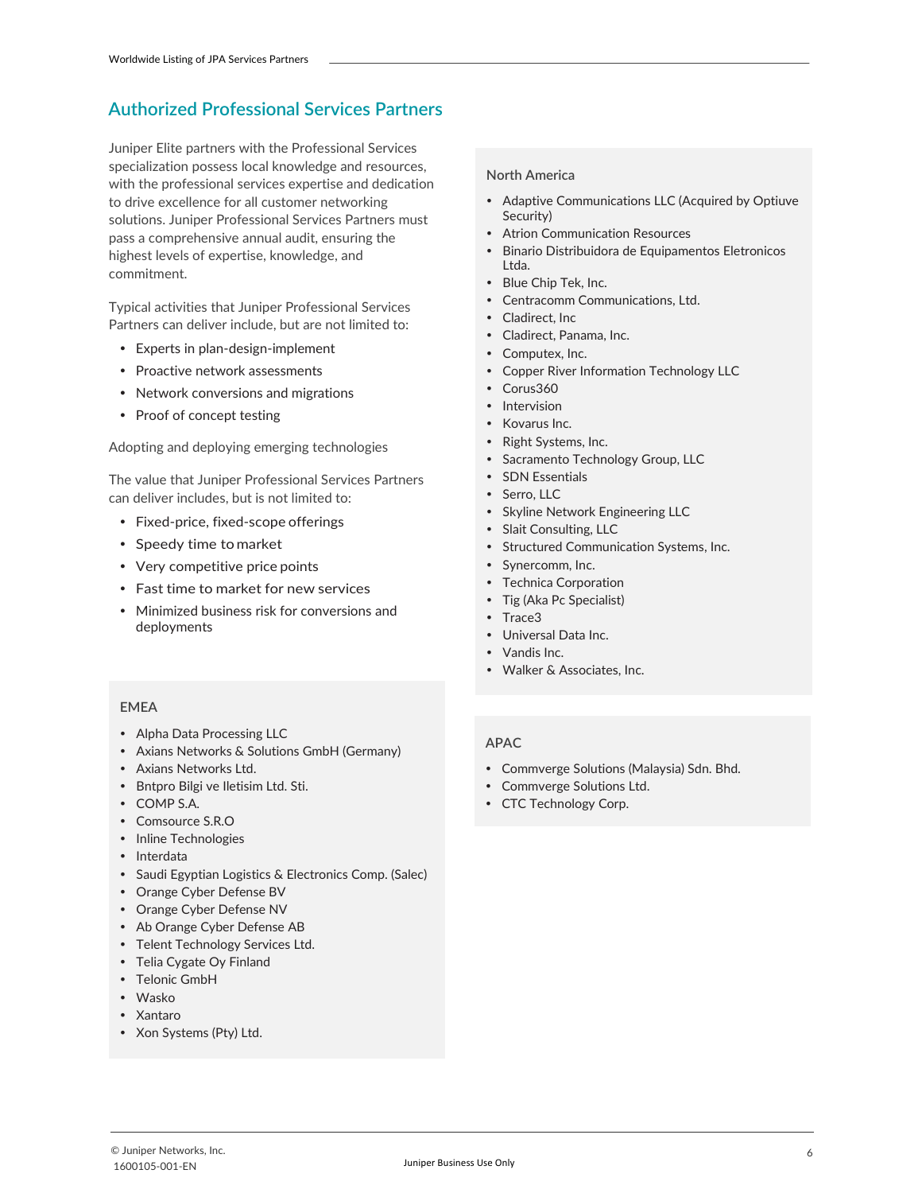## Authorized Professional Services Partners

Juniper Elite partners with the Professional Services specialization possess local knowledge and resources, with the professional services expertise and dedication to drive excellence for all customer networking solutions. Juniper Professional Services Partners must pass a comprehensive annual audit, ensuring the highest levels of expertise, knowledge, and commitment.

Typical activities that Juniper Professional Services Partners can deliver include, but are not limited to:

- Experts in plan-design-implement
- Proactive network assessments
- Network conversions and migrations
- Proof of concept testing

Adopting and deploying emerging technologies

The value that Juniper Professional Services Partners can deliver includes, but is not limited to:

- Fixed-price, fixed-scope offerings
- Speedy time to market
- Very competitive price points
- Fast time to market for new services
- Minimized business risk for conversions and deployments

### EMEA

- Alpha Data Processing LLC
- Axians Networks & Solutions GmbH (Germany)
- Axians Networks Ltd.
- Bntpro Bilgi ve Iletisim Ltd. Sti.
- COMP S.A.
- Comsource S.R.O
- Inline Technologies
- Interdata
- Saudi Egyptian Logistics & Electronics Comp. (Salec)
- Orange Cyber Defense BV
- Orange Cyber Defense NV
- Ab Orange Cyber Defense AB
- Telent Technology Services Ltd.
- Telia Cygate Oy Finland
- Telonic GmbH
- Wasko
- Xantaro
- Xon Systems (Pty) Ltd.

### North America

- Adaptive Communications LLC (Acquired by Optiuve Security)
- Atrion Communication Resources
- Binario Distribuidora de Equipamentos Eletronicos Ltda.
- Blue Chip Tek, Inc.
- Centracomm Communications, Ltd.
- Cladirect, Inc
- Cladirect, Panama, Inc.
- Computex, Inc.
- Copper River Information Technology LLC
- Corus360
- Intervision
- Kovarus Inc.
- Right Systems, Inc.
- Sacramento Technology Group, LLC
- SDN Essentials
- Serro, LLC
- Skyline Network Engineering LLC
- Slait Consulting, LLC
- Structured Communication Systems, Inc.
- Synercomm, Inc.
- Technica Corporation
- Tig (Aka Pc Specialist)
- Trace3
- Universal Data Inc.
- Vandis Inc.
- Walker & Associates, Inc.

### APAC

- Commverge Solutions (Malaysia) Sdn. Bhd.
- Commverge Solutions Ltd.
- CTC Technology Corp.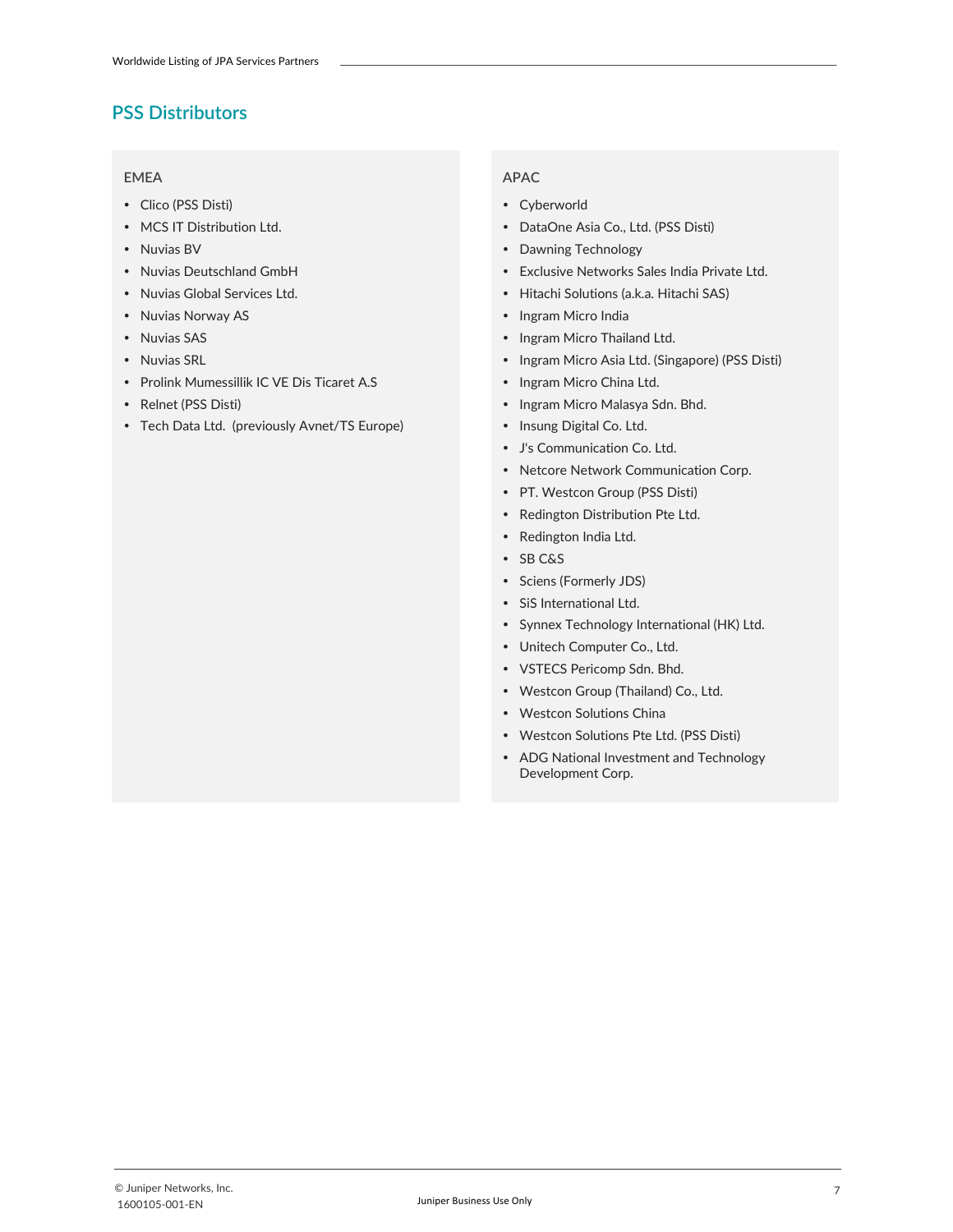## PSS Distributors

### EMEA

- Clico (PSS Disti)
- MCS IT Distribution Ltd.
- Nuvias BV
- Nuvias Deutschland GmbH
- Nuvias Global Services Ltd.
- Nuvias Norway AS
- Nuvias SAS
- Nuvias SRL
- Prolink Mumessillik IC VE Dis Ticaret A.S
- Relnet (PSS Disti)
- Tech Data Ltd.  (previously Avnet/TS Europe)

### APAC

- Cyberworld
- DataOne Asia Co., Ltd. (PSS Disti)
- Dawning Technology
- Exclusive Networks Sales India Private Ltd.
- Hitachi Solutions (a.k.a. Hitachi SAS)
- Ingram Micro India
- Ingram Micro Thailand Ltd.
- Ingram Micro Asia Ltd. (Singapore) (PSS Disti)
- Ingram Micro China Ltd.
- Ingram Micro Malasya Sdn. Bhd.
- Insung Digital Co. Ltd.
- J's Communication Co. Ltd.
- Netcore Network Communication Corp.
- PT. Westcon Group (PSS Disti)
- Redington Distribution Pte Ltd.
- Redington India Ltd.
- SB C&S
- Sciens (Formerly JDS)
- SiS International Ltd.
- Synnex Technology International (HK) Ltd.
- Unitech Computer Co., Ltd.
- VSTECS Pericomp Sdn. Bhd.
- Westcon Group (Thailand) Co., Ltd.
- Westcon Solutions China
- Westcon Solutions Pte Ltd. (PSS Disti)
- ADG National Investment and Technology Development Corp.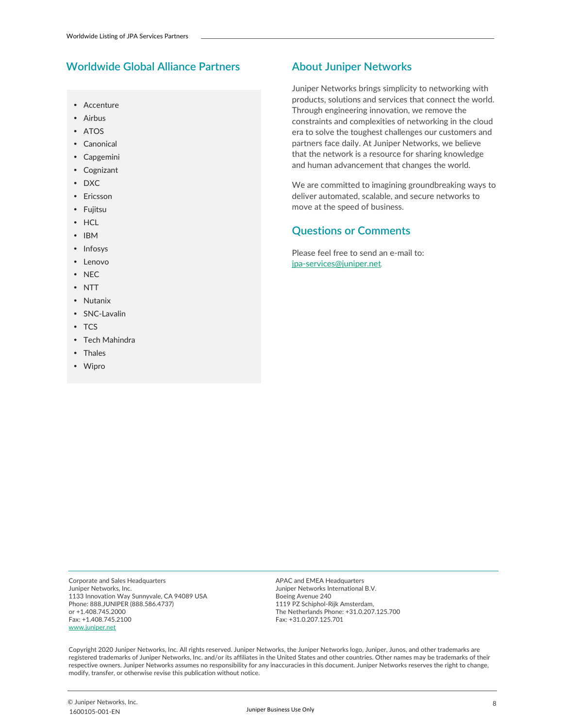## Worldwide Global Alliance Partners

- Accenture
- Airbus
- ATOS
- Canonical
- Capgemini
- Cognizant
- DXC
- Ericsson
- Fujitsu
- HCL
- IBM
- Infosys
- Lenovo
- NEC
- NTT
- Nutanix
- SNC-Lavalin
- TCS
- Tech Mahindra
- Thales
- Wipro

## About Juniper Networks

Juniper Networks brings simplicity to networking with products, solutions and services that connect the world. Through engineering innovation, we remove the constraints and complexities of networking in the cloud era to solve the toughest challenges our customers and partners face daily. At Juniper Networks, we believe that the network is a resource for sharing knowledge and human advancement that changes the world.

We are committed to imagining groundbreaking ways to deliver automated, scalable, and secure networks to move at the speed of business.

## Questions or Comments

Please feel free to send an e-mail to: jpa-services@juniper.net.

Corporate and Sales Headquarters
Juniper Networks, Inc.
1133 Innovation Way Sunnyvale, CA 94089 USA
Phone: 888.JUNIPER (888.586.4737)
or +1.408.745.2000
Fax: +1.408.745.2100
www.juniper.net

APAC and EMEA Headquarters
Juniper Networks International B.V.
Boeing Avenue 240
1119 PZ Schiphol-Rijk Amsterdam,
The Netherlands Phone: +31.0.207.125.700
Fax: +31.0.207.125.701

Copyright 2020 Juniper Networks, Inc. All rights reserved. Juniper Networks, the Juniper Networks logo, Juniper, Junos, and other trademarks are registered trademarks of Juniper Networks, Inc. and/or its affiliates in the United States and other countries. Other names may be trademarks of their respective owners. Juniper Networks assumes no responsibility for any inaccuracies in this document. Juniper Networks reserves the right to change, modify, transfer, or otherwise revise this publication without notice.

1600105-001-EN